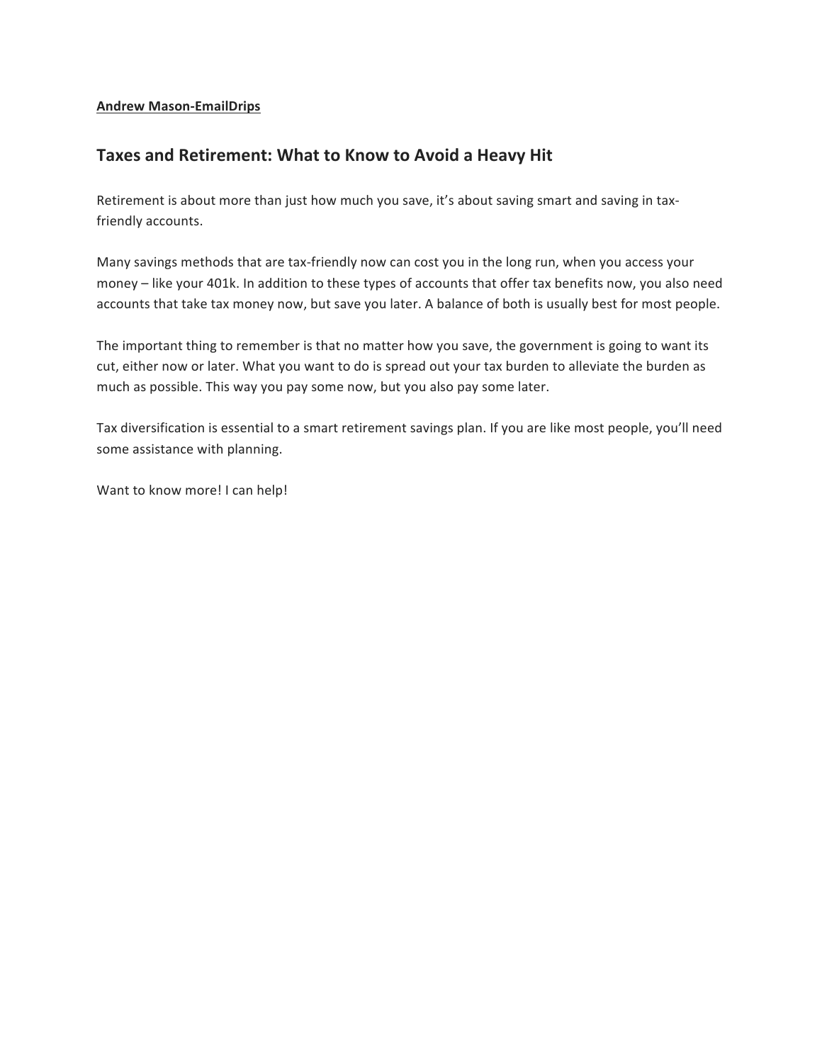**Andrew Mason-EmailDrips**

## Taxes and Retirement: What to Know to Avoid a Heavy Hit

Retirement is about more than just how much you save, it's about saving smart and saving in tax-friendly accounts.

Many savings methods that are tax-friendly now can cost you in the long run, when you access your money – like your 401k. In addition to these types of accounts that offer tax benefits now, you also need accounts that take tax money now, but save you later. A balance of both is usually best for most people.

The important thing to remember is that no matter how you save, the government is going to want its cut, either now or later. What you want to do is spread out your tax burden to alleviate the burden as much as possible. This way you pay some now, but you also pay some later.

Tax diversification is essential to a smart retirement savings plan. If you are like most people, you'll need some assistance with planning.

Want to know more! I can help!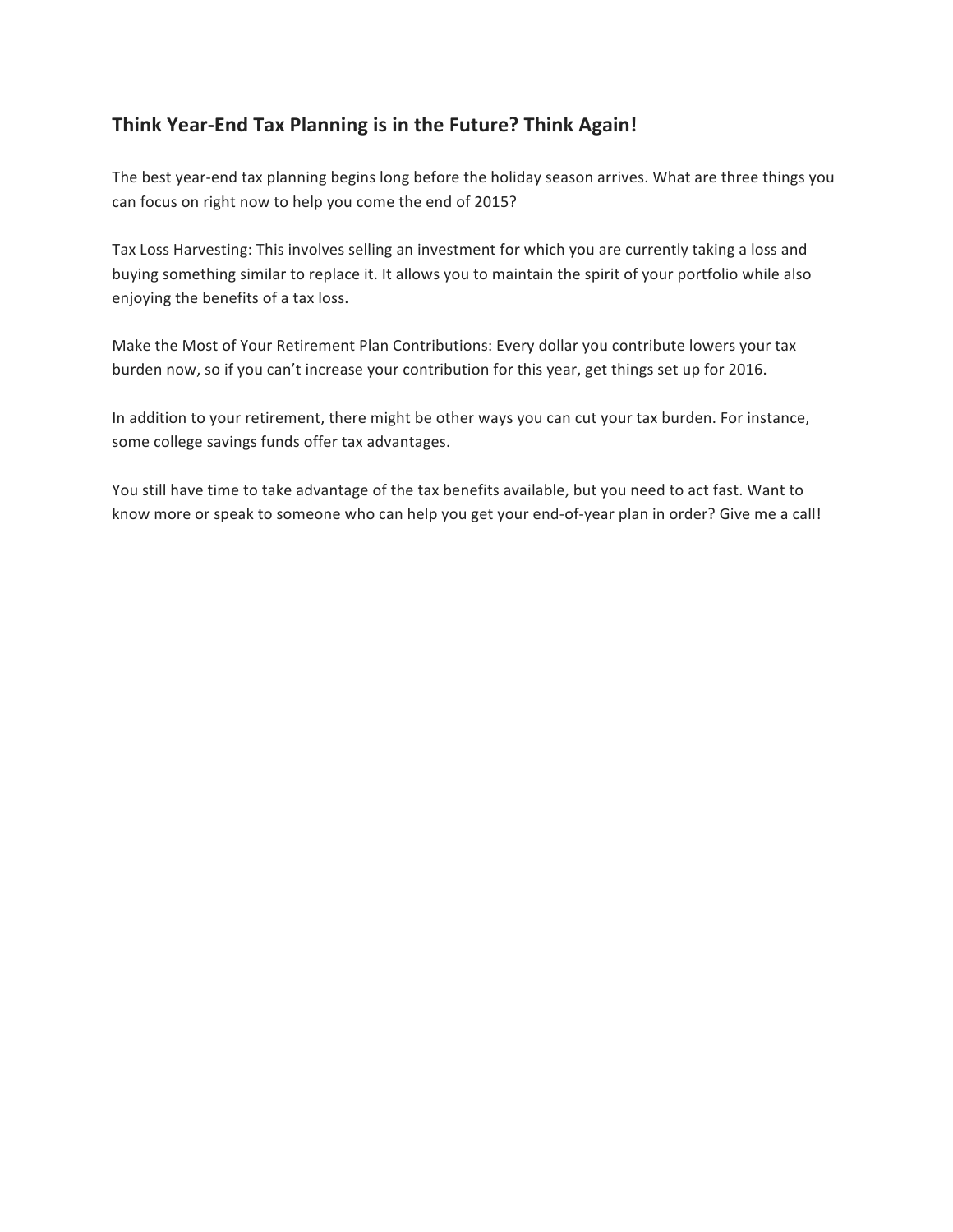## Think Year-End Tax Planning is in the Future? Think Again!

The best year-end tax planning begins long before the holiday season arrives. What are three things you can focus on right now to help you come the end of 2015?

Tax Loss Harvesting: This involves selling an investment for which you are currently taking a loss and buying something similar to replace it. It allows you to maintain the spirit of your portfolio while also enjoying the benefits of a tax loss.

Make the Most of Your Retirement Plan Contributions: Every dollar you contribute lowers your tax burden now, so if you can't increase your contribution for this year, get things set up for 2016.

In addition to your retirement, there might be other ways you can cut your tax burden. For instance, some college savings funds offer tax advantages.

You still have time to take advantage of the tax benefits available, but you need to act fast. Want to know more or speak to someone who can help you get your end-of-year plan in order? Give me a call!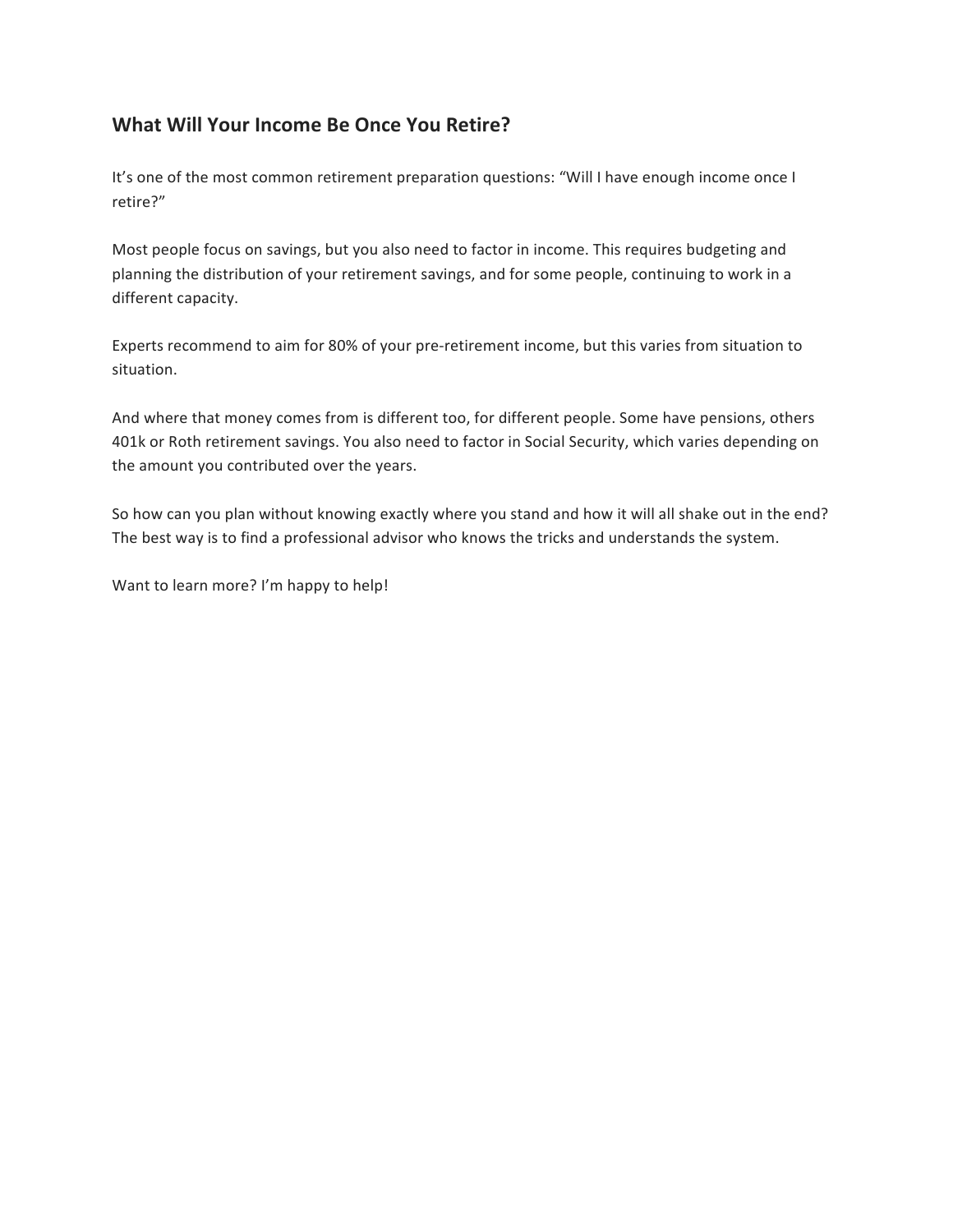## What Will Your Income Be Once You Retire?

It's one of the most common retirement preparation questions: "Will I have enough income once I retire?"

Most people focus on savings, but you also need to factor in income. This requires budgeting and planning the distribution of your retirement savings, and for some people, continuing to work in a different capacity.

Experts recommend to aim for 80% of your pre-retirement income, but this varies from situation to situation.

And where that money comes from is different too, for different people. Some have pensions, others 401k or Roth retirement savings. You also need to factor in Social Security, which varies depending on the amount you contributed over the years.

So how can you plan without knowing exactly where you stand and how it will all shake out in the end? The best way is to find a professional advisor who knows the tricks and understands the system.

Want to learn more? I'm happy to help!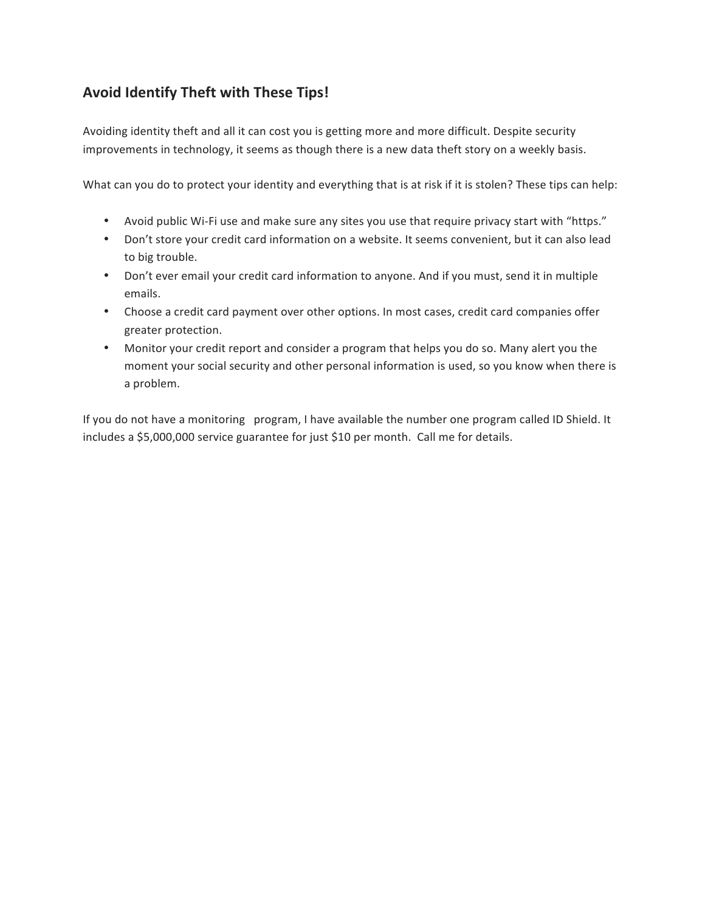## Avoid Identify Theft with These Tips!

Avoiding identity theft and all it can cost you is getting more and more difficult. Despite security improvements in technology, it seems as though there is a new data theft story on a weekly basis.

What can you do to protect your identity and everything that is at risk if it is stolen? These tips can help:

- Avoid public Wi-Fi use and make sure any sites you use that require privacy start with "https."
- Don't store your credit card information on a website. It seems convenient, but it can also lead to big trouble.
- Don't ever email your credit card information to anyone. And if you must, send it in multiple emails.
- Choose a credit card payment over other options. In most cases, credit card companies offer greater protection.
- Monitor your credit report and consider a program that helps you do so. Many alert you the moment your social security and other personal information is used, so you know when there is a problem.

If you do not have a monitoring program, I have available the number one program called ID Shield. It includes a $5,000,000 service guarantee for just $10 per month. Call me for details.